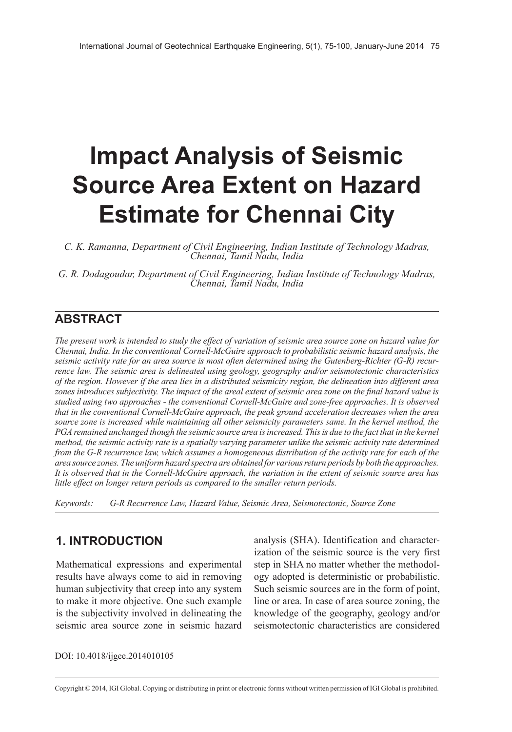# Impact Analysis of Seismic Source Area Extent on Hazard Estimate for Chennai City

*C. K. Ramanna, Department of Civil Engineering, Indian Institute of Technology Madras, Chennai, Tamil Nadu, India*

*G. R. Dodagoudar, Department of Civil Engineering, Indian Institute of Technology Madras, Chennai, Tamil Nadu, India*

## ABSTRACT

*The present work is intended to study the effect of variation of seismic area source zone on hazard value for Chennai, India. In the conventional Cornell-McGuire approach to probabilistic seismic hazard analysis, the seismic activity rate for an area source is most often determined using the Gutenberg-Richter (G-R) recurrence law. The seismic area is delineated using geology, geography and/or seismotectonic characteristics of the region. However if the area lies in a distributed seismicity region, the delineation into different area zones introduces subjectivity. The impact of the areal extent of seismic area zone on the final hazard value is studied using two approaches - the conventional Cornell-McGuire and zone-free approaches. It is observed that in the conventional Cornell-McGuire approach, the peak ground acceleration decreases when the area source zone is increased while maintaining all other seismicity parameters same. In the kernel method, the PGA remained unchanged though the seismic source area is increased. This is due to the fact that in the kernel method, the seismic activity rate is a spatially varying parameter unlike the seismic activity rate determined from the G-R recurrence law, which assumes a homogeneous distribution of the activity rate for each of the area source zones. The uniform hazard spectra are obtained for various return periods by both the approaches. It is observed that in the Cornell-McGuire approach, the variation in the extent of seismic source area has little effect on longer return periods as compared to the smaller return periods.*

*Keywords:* *G-R Recurrence Law, Hazard Value, Seismic Area, Seismotectonic, Source Zone*

## 1. INTRODUCTION

Mathematical expressions and experimental results have always come to aid in removing human subjectivity that creep into any system to make it more objective. One such example is the subjectivity involved in delineating the seismic area source zone in seismic hazard analysis (SHA). Identification and characterization of the seismic source is the very first step in SHA no matter whether the methodology adopted is deterministic or probabilistic. Such seismic sources are in the form of point, line or area. In case of area source zoning, the knowledge of the geography, geology and/or seismotectonic characteristics are considered

DOI: 10.4018/ijgee.2014010105

Copyright © 2014, IGI Global. Copying or distributing in print or electronic forms without written permission of IGI Global is prohibited.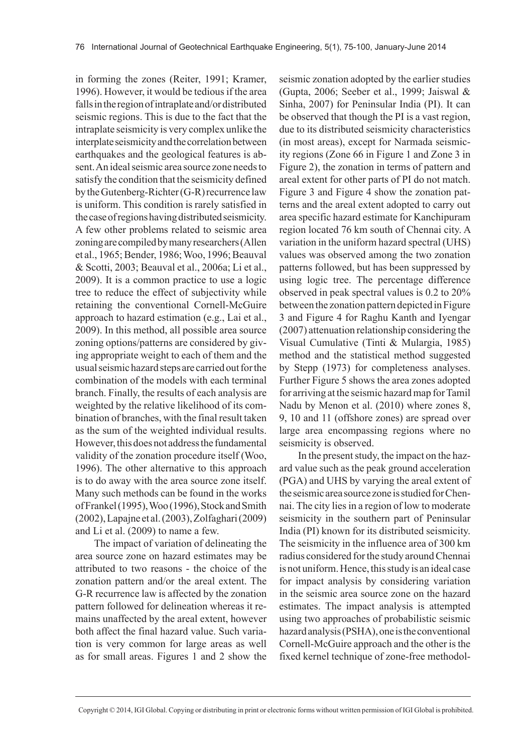in forming the zones (Reiter, 1991; Kramer, 1996). However, it would be tedious if the area falls in the region of intraplate and/or distributed seismic regions. This is due to the fact that the intraplate seismicity is very complex unlike the interplate seismicity and the correlation between earthquakes and the geological features is absent. An ideal seismic area source zone needs to satisfy the condition that the seismicity defined by the Gutenberg-Richter (G-R) recurrence law is uniform. This condition is rarely satisfied in the case of regions having distributed seismicity. A few other problems related to seismic area zoning are compiled by many researchers (Allen et al., 1965; Bender, 1986; Woo, 1996; Beauval & Scotti, 2003; Beauval et al., 2006a; Li et al., 2009). It is a common practice to use a logic tree to reduce the effect of subjectivity while retaining the conventional Cornell-McGuire approach to hazard estimation (e.g., Lai et al., 2009). In this method, all possible area source zoning options/patterns are considered by giving appropriate weight to each of them and the usual seismic hazard steps are carried out for the combination of the models with each terminal branch. Finally, the results of each analysis are weighted by the relative likelihood of its combination of branches, with the final result taken as the sum of the weighted individual results. However, this does not address the fundamental validity of the zonation procedure itself (Woo, 1996). The other alternative to this approach is to do away with the area source zone itself. Many such methods can be found in the works of Frankel (1995), Woo (1996), Stock and Smith (2002), Lapajne et al. (2003), Zolfaghari (2009) and Li et al. (2009) to name a few.

The impact of variation of delineating the area source zone on hazard estimates may be attributed to two reasons - the choice of the zonation pattern and/or the areal extent. The G-R recurrence law is affected by the zonation pattern followed for delineation whereas it remains unaffected by the areal extent, however both affect the final hazard value. Such variation is very common for large areas as well as for small areas. Figures 1 and 2 show the seismic zonation adopted by the earlier studies (Gupta, 2006; Seeber et al., 1999; Jaiswal & Sinha, 2007) for Peninsular India (PI). It can be observed that though the PI is a vast region, due to its distributed seismicity characteristics (in most areas), except for Narmada seismicity regions (Zone 66 in Figure 1 and Zone 3 in Figure 2), the zonation in terms of pattern and areal extent for other parts of PI do not match. Figure 3 and Figure 4 show the zonation patterns and the areal extent adopted to carry out area specific hazard estimate for Kanchipuram region located 76 km south of Chennai city. A variation in the uniform hazard spectral (UHS) values was observed among the two zonation patterns followed, but has been suppressed by using logic tree. The percentage difference observed in peak spectral values is 0.2 to 20% between the zonation pattern depicted in Figure 3 and Figure 4 for Raghu Kanth and Iyengar (2007) attenuation relationship considering the Visual Cumulative (Tinti & Mulargia, 1985) method and the statistical method suggested by Stepp (1973) for completeness analyses. Further Figure 5 shows the area zones adopted for arriving at the seismic hazard map for Tamil Nadu by Menon et al. (2010) where zones 8, 9, 10 and 11 (offshore zones) are spread over large area encompassing regions where no seismicity is observed.

In the present study, the impact on the hazard value such as the peak ground acceleration (PGA) and UHS by varying the areal extent of the seismic area source zone is studied for Chennai. The city lies in a region of low to moderate seismicity in the southern part of Peninsular India (PI) known for its distributed seismicity. The seismicity in the influence area of 300 km radius considered for the study around Chennai is not uniform. Hence, this study is an ideal case for impact analysis by considering variation in the seismic area source zone on the hazard estimates. The impact analysis is attempted using two approaches of probabilistic seismic hazard analysis (PSHA), one is the conventional Cornell-McGuire approach and the other is the fixed kernel technique of zone-free methodol-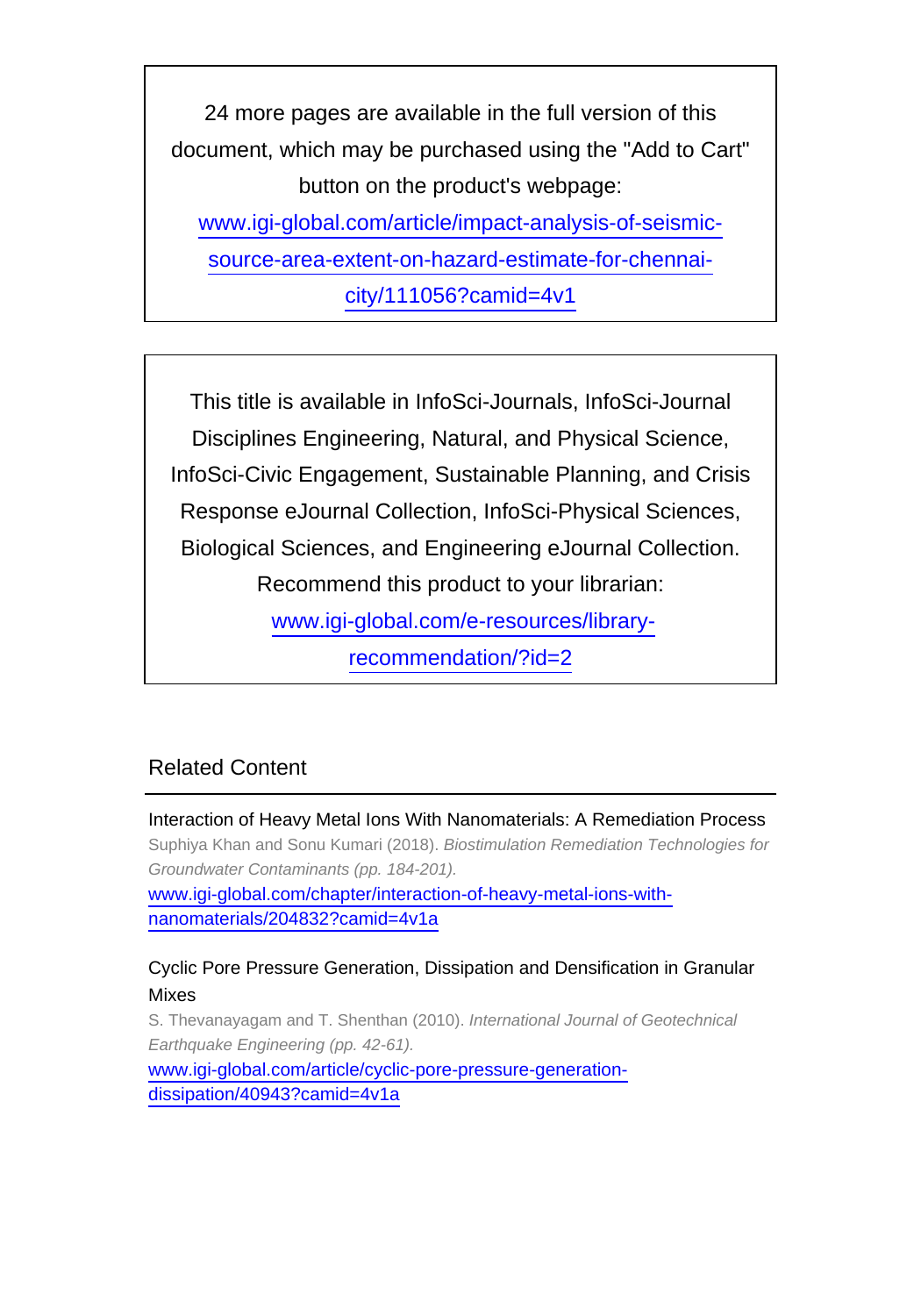24 more pages are available in the full version of this document, which may be purchased using the "Add to Cart" button on the product's webpage:
www.igi-global.com/article/impact-analysis-of-seismic-source-area-extent-on-hazard-estimate-for-chennai-city/111056?camid=4v1

This title is available in InfoSci-Journals, InfoSci-Journal Disciplines Engineering, Natural, and Physical Science, InfoSci-Civic Engagement, Sustainable Planning, and Crisis Response eJournal Collection, InfoSci-Physical Sciences, Biological Sciences, and Engineering eJournal Collection. Recommend this product to your librarian:
www.igi-global.com/e-resources/library-recommendation/?id=2

## Related Content

Interaction of Heavy Metal Ions With Nanomaterials: A Remediation Process
Suphiya Khan and Sonu Kumari (2018). *Biostimulation Remediation Technologies for Groundwater Contaminants (pp. 184-201).*
www.igi-global.com/chapter/interaction-of-heavy-metal-ions-with-nanomaterials/204832?camid=4v1a

Cyclic Pore Pressure Generation, Dissipation and Densification in Granular Mixes
S. Thevanayagam and T. Shenthan (2010). *International Journal of Geotechnical Earthquake Engineering (pp. 42-61).*
www.igi-global.com/article/cyclic-pore-pressure-generation-dissipation/40943?camid=4v1a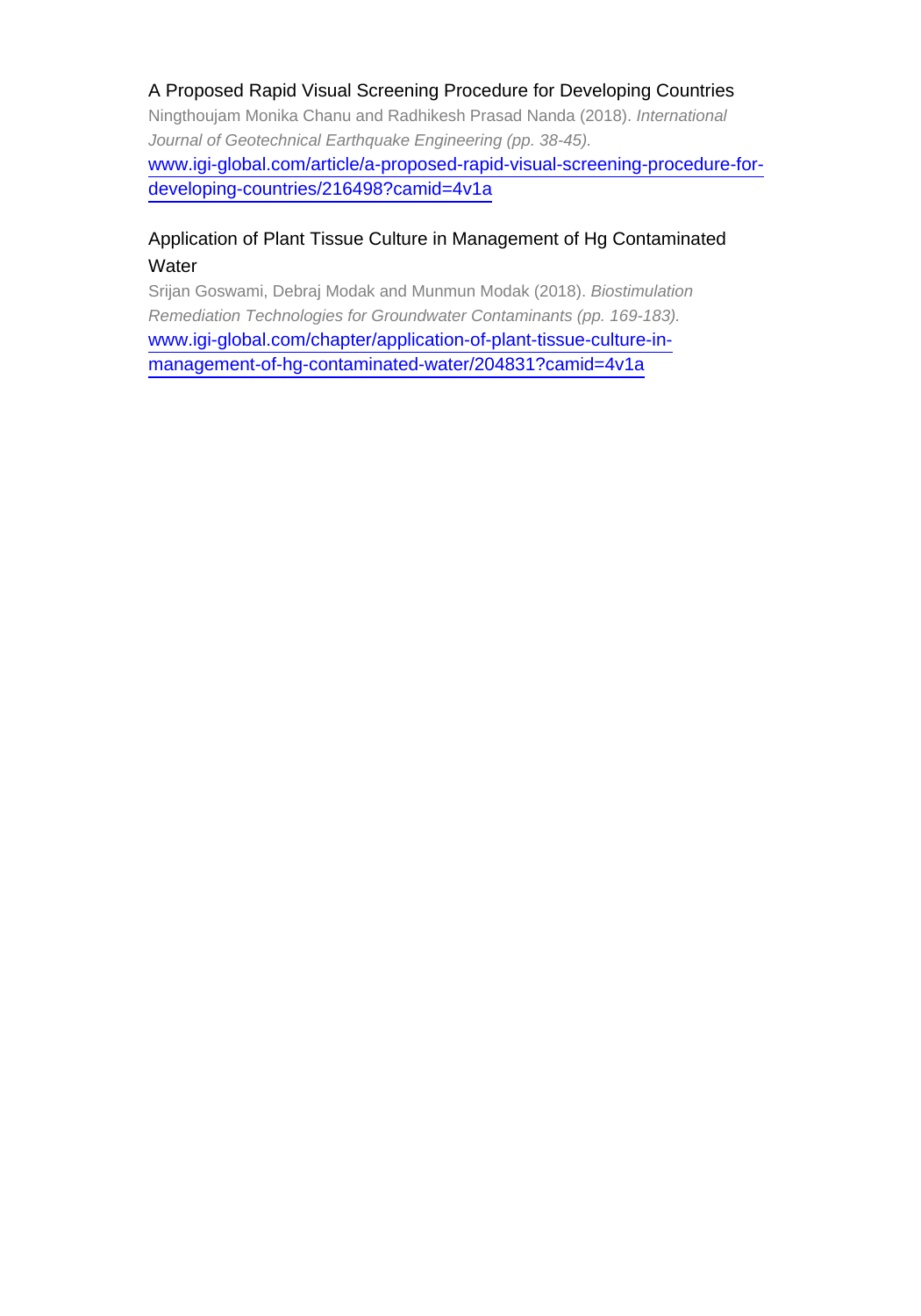A Proposed Rapid Visual Screening Procedure for Developing Countries

Ningthoujam Monika Chanu and Radhikesh Prasad Nanda (2018). *International Journal of Geotechnical Earthquake Engineering (pp. 38-45).*

www.igi-global.com/article/a-proposed-rapid-visual-screening-procedure-for-developing-countries/216498?camid=4v1a

Application of Plant Tissue Culture in Management of Hg Contaminated Water

Srijan Goswami, Debraj Modak and Munmun Modak (2018). *Biostimulation Remediation Technologies for Groundwater Contaminants (pp. 169-183).*

www.igi-global.com/chapter/application-of-plant-tissue-culture-in-management-of-hg-contaminated-water/204831?camid=4v1a